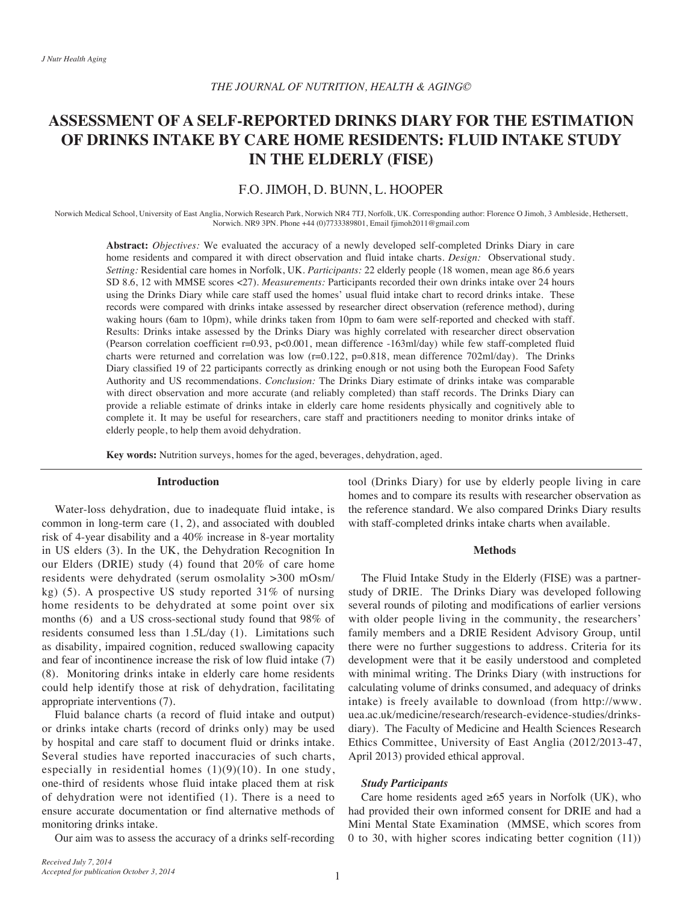# ASSESSMENT OF A SELF-REPORTED DRINKS DIARY FOR THE ESTIMATION OF DRINKS INTAKE BY CARE HOME RESIDENTS: FLUID INTAKE STUDY IN THE ELDERLY (FISE)

F.O. JIMOH, D. BUNN, L. HOOPER

Norwich Medical School, University of East Anglia, Norwich Research Park, Norwich NR4 7TJ, Norfolk, UK. Corresponding author: Florence O Jimoh, 3 Ambleside, Hethersett, Norwich. NR9 3PN. Phone +44 (0)7733389801, Email fjimoh2011@gmail.com

**Abstract:** *Objectives:* We evaluated the accuracy of a newly developed self-completed Drinks Diary in care home residents and compared it with direct observation and fluid intake charts. *Design:* Observational study. *Setting:* Residential care homes in Norfolk, UK. *Participants:* 22 elderly people (18 women, mean age 86.6 years SD 8.6, 12 with MMSE scores <27). *Measurements:* Participants recorded their own drinks intake over 24 hours using the Drinks Diary while care staff used the homes' usual fluid intake chart to record drinks intake. These records were compared with drinks intake assessed by researcher direct observation (reference method), during waking hours (6am to 10pm), while drinks taken from 10pm to 6am were self-reported and checked with staff. Results: Drinks intake assessed by the Drinks Diary was highly correlated with researcher direct observation (Pearson correlation coefficient r=0.93, p<0.001, mean difference -163ml/day) while few staff-completed fluid charts were returned and correlation was low (r=0.122, p=0.818, mean difference 702ml/day). The Drinks Diary classified 19 of 22 participants correctly as drinking enough or not using both the European Food Safety Authority and US recommendations. *Conclusion:* The Drinks Diary estimate of drinks intake was comparable with direct observation and more accurate (and reliably completed) than staff records. The Drinks Diary can provide a reliable estimate of drinks intake in elderly care home residents physically and cognitively able to complete it. It may be useful for researchers, care staff and practitioners needing to monitor drinks intake of elderly people, to help them avoid dehydration.

**Key words:** Nutrition surveys, homes for the aged, beverages, dehydration, aged.

## Introduction

Water-loss dehydration, due to inadequate fluid intake, is common in long-term care (1, 2), and associated with doubled risk of 4-year disability and a 40% increase in 8-year mortality in US elders (3). In the UK, the Dehydration Recognition In our Elders (DRIE) study (4) found that 20% of care home residents were dehydrated (serum osmolality >300 mOsm/kg) (5). A prospective US study reported 31% of nursing home residents to be dehydrated at some point over six months (6) and a US cross-sectional study found that 98% of residents consumed less than 1.5L/day (1). Limitations such as disability, impaired cognition, reduced swallowing capacity and fear of incontinence increase the risk of low fluid intake (7) (8). Monitoring drinks intake in elderly care home residents could help identify those at risk of dehydration, facilitating appropriate interventions (7).

Fluid balance charts (a record of fluid intake and output) or drinks intake charts (record of drinks only) may be used by hospital and care staff to document fluid or drinks intake. Several studies have reported inaccuracies of such charts, especially in residential homes (1)(9)(10). In one study, one-third of residents whose fluid intake placed them at risk of dehydration were not identified (1). There is a need to ensure accurate documentation or find alternative methods of monitoring drinks intake.

Our aim was to assess the accuracy of a drinks self-recording tool (Drinks Diary) for use by elderly people living in care homes and to compare its results with researcher observation as the reference standard. We also compared Drinks Diary results with staff-completed drinks intake charts when available.

## Methods

The Fluid Intake Study in the Elderly (FISE) was a partner-study of DRIE. The Drinks Diary was developed following several rounds of piloting and modifications of earlier versions with older people living in the community, the researchers' family members and a DRIE Resident Advisory Group, until there were no further suggestions to address. Criteria for its development were that it be easily understood and completed with minimal writing. The Drinks Diary (with instructions for calculating volume of drinks consumed, and adequacy of drinks intake) is freely available to download (from http://www.uea.ac.uk/medicine/research/research-evidence-studies/drinks-diary). The Faculty of Medicine and Health Sciences Research Ethics Committee, University of East Anglia (2012/2013-47, April 2013) provided ethical approval.

### *Study Participants*

Care home residents aged ≥65 years in Norfolk (UK), who had provided their own informed consent for DRIE and had a Mini Mental State Examination (MMSE, which scores from 0 to 30, with higher scores indicating better cognition (11))

*Received July 7, 2014*
*Accepted for publication October 3, 2014*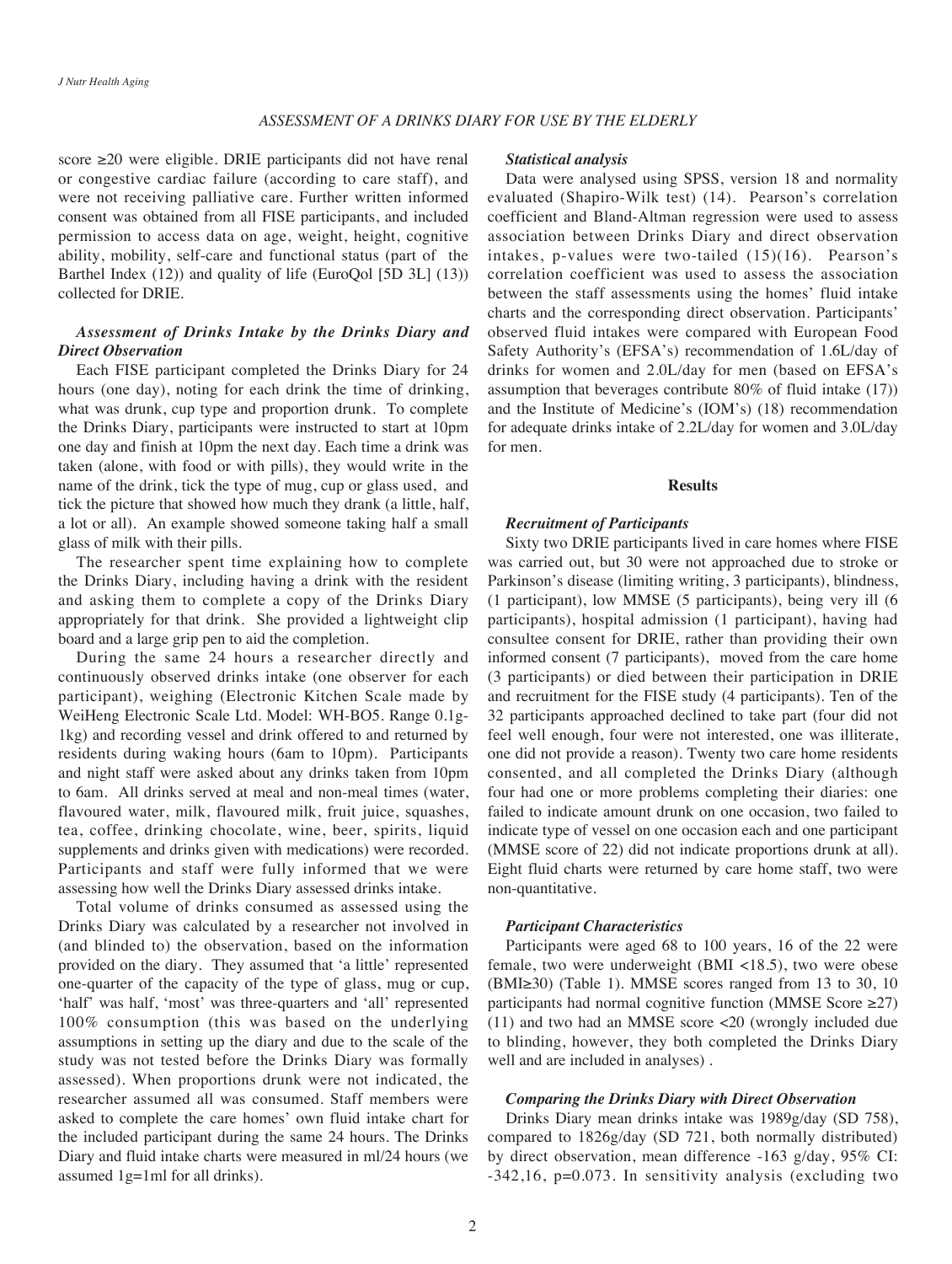score ≥20 were eligible. DRIE participants did not have renal or congestive cardiac failure (according to care staff), and were not receiving palliative care. Further written informed consent was obtained from all FISE participants, and included permission to access data on age, weight, height, cognitive ability, mobility, self-care and functional status (part of the Barthel Index (12)) and quality of life (EuroQol [5D 3L] (13)) collected for DRIE.

### *Assessment of Drinks Intake by the Drinks Diary and Direct Observation*

Each FISE participant completed the Drinks Diary for 24 hours (one day), noting for each drink the time of drinking, what was drunk, cup type and proportion drunk. To complete the Drinks Diary, participants were instructed to start at 10pm one day and finish at 10pm the next day. Each time a drink was taken (alone, with food or with pills), they would write in the name of the drink, tick the type of mug, cup or glass used, and tick the picture that showed how much they drank (a little, half, a lot or all). An example showed someone taking half a small glass of milk with their pills.

The researcher spent time explaining how to complete the Drinks Diary, including having a drink with the resident and asking them to complete a copy of the Drinks Diary appropriately for that drink. She provided a lightweight clip board and a large grip pen to aid the completion.

During the same 24 hours a researcher directly and continuously observed drinks intake (one observer for each participant), weighing (Electronic Kitchen Scale made by WeiHeng Electronic Scale Ltd. Model: WH-BO5. Range 0.1g-1kg) and recording vessel and drink offered to and returned by residents during waking hours (6am to 10pm). Participants and night staff were asked about any drinks taken from 10pm to 6am. All drinks served at meal and non-meal times (water, flavoured water, milk, flavoured milk, fruit juice, squashes, tea, coffee, drinking chocolate, wine, beer, spirits, liquid supplements and drinks given with medications) were recorded. Participants and staff were fully informed that we were assessing how well the Drinks Diary assessed drinks intake.

Total volume of drinks consumed as assessed using the Drinks Diary was calculated by a researcher not involved in (and blinded to) the observation, based on the information provided on the diary. They assumed that 'a little' represented one-quarter of the capacity of the type of glass, mug or cup, 'half' was half, 'most' was three-quarters and 'all' represented 100% consumption (this was based on the underlying assumptions in setting up the diary and due to the scale of the study was not tested before the Drinks Diary was formally assessed). When proportions drunk were not indicated, the researcher assumed all was consumed. Staff members were asked to complete the care homes' own fluid intake chart for the included participant during the same 24 hours. The Drinks Diary and fluid intake charts were measured in ml/24 hours (we assumed 1g=1ml for all drinks).

### *Statistical analysis*

Data were analysed using SPSS, version 18 and normality evaluated (Shapiro-Wilk test) (14). Pearson's correlation coefficient and Bland-Altman regression were used to assess association between Drinks Diary and direct observation intakes, p-values were two-tailed (15)(16). Pearson's correlation coefficient was used to assess the association between the staff assessments using the homes' fluid intake charts and the corresponding direct observation. Participants' observed fluid intakes were compared with European Food Safety Authority's (EFSA's) recommendation of 1.6L/day of drinks for women and 2.0L/day for men (based on EFSA's assumption that beverages contribute 80% of fluid intake (17)) and the Institute of Medicine's (IOM's) (18) recommendation for adequate drinks intake of 2.2L/day for women and 3.0L/day for men.

## Results

### *Recruitment of Participants*

Sixty two DRIE participants lived in care homes where FISE was carried out, but 30 were not approached due to stroke or Parkinson's disease (limiting writing, 3 participants), blindness, (1 participant), low MMSE (5 participants), being very ill (6 participants), hospital admission (1 participant), having had consultee consent for DRIE, rather than providing their own informed consent (7 participants), moved from the care home (3 participants) or died between their participation in DRIE and recruitment for the FISE study (4 participants). Ten of the 32 participants approached declined to take part (four did not feel well enough, four were not interested, one was illiterate, one did not provide a reason). Twenty two care home residents consented, and all completed the Drinks Diary (although four had one or more problems completing their diaries: one failed to indicate amount drunk on one occasion, two failed to indicate type of vessel on one occasion each and one participant (MMSE score of 22) did not indicate proportions drunk at all). Eight fluid charts were returned by care home staff, two were non-quantitative.

### *Participant Characteristics*

Participants were aged 68 to 100 years, 16 of the 22 were female, two were underweight (BMI <18.5), two were obese (BMI≥30) (Table 1). MMSE scores ranged from 13 to 30, 10 participants had normal cognitive function (MMSE Score ≥27) (11) and two had an MMSE score <20 (wrongly included due to blinding, however, they both completed the Drinks Diary well and are included in analyses) .

### *Comparing the Drinks Diary with Direct Observation*

Drinks Diary mean drinks intake was 1989g/day (SD 758), compared to 1826g/day (SD 721, both normally distributed) by direct observation, mean difference -163 g/day, 95% CI: -342,16, p=0.073. In sensitivity analysis (excluding two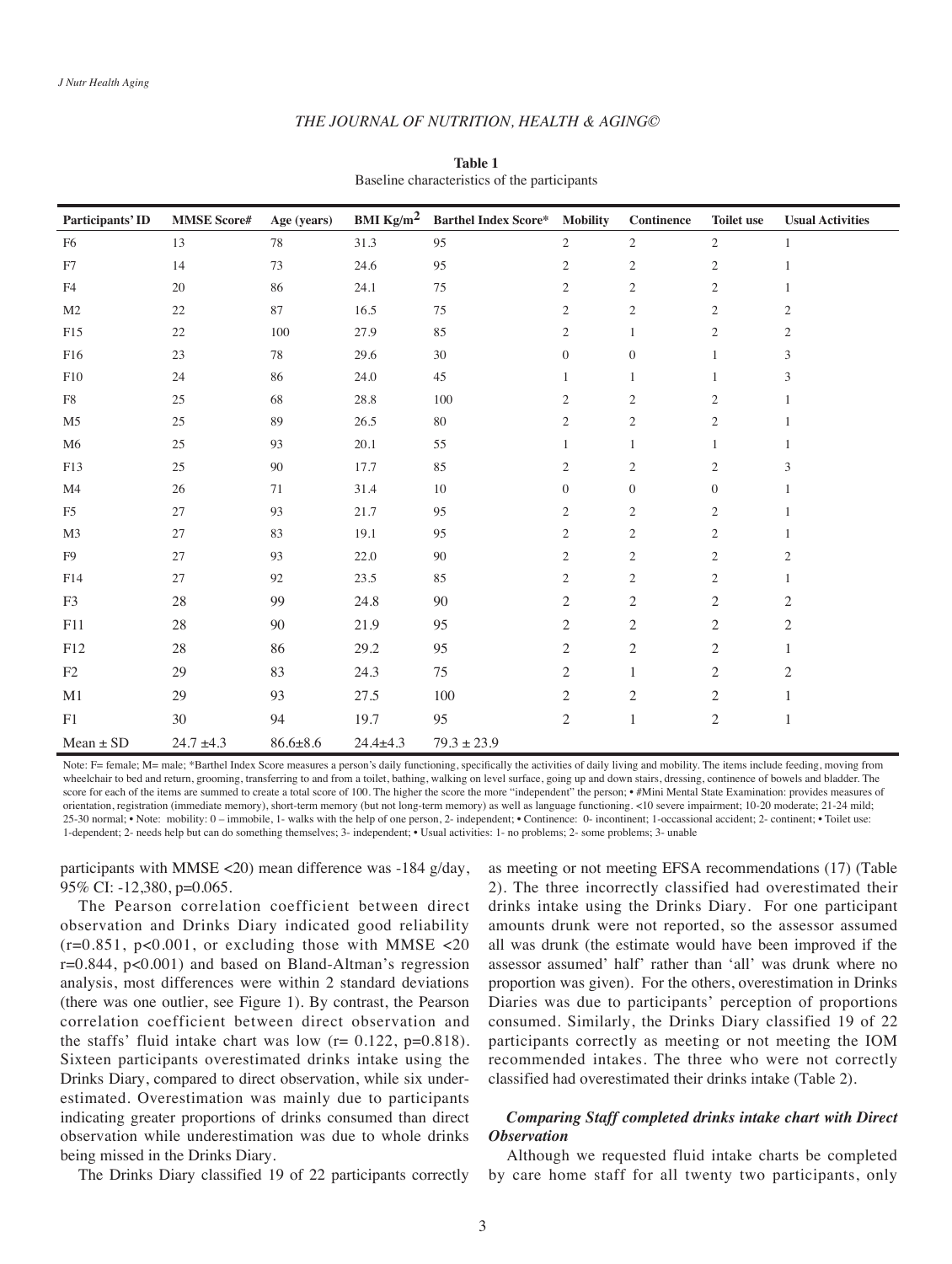**Table 1**
Baseline characteristics of the participants

| Participants' ID | MMSE Score# | Age (years) | BMI Kg/m$^2$ | Barthel Index Score* | Mobility | Continence | Toilet use | Usual Activities |
|---|---|---|---|---|---|---|---|---|
| F6 | 13 | 78 | 31.3 | 95 | 2 | 2 | 2 | 1 |
| F7 | 14 | 73 | 24.6 | 95 | 2 | 2 | 2 | 1 |
| F4 | 20 | 86 | 24.1 | 75 | 2 | 2 | 2 | 1 |
| M2 | 22 | 87 | 16.5 | 75 | 2 | 2 | 2 | 2 |
| F15 | 22 | 100 | 27.9 | 85 | 2 | 1 | 2 | 2 |
| F16 | 23 | 78 | 29.6 | 30 | 0 | 0 | 1 | 3 |
| F10 | 24 | 86 | 24.0 | 45 | 1 | 1 | 1 | 3 |
| F8 | 25 | 68 | 28.8 | 100 | 2 | 2 | 2 | 1 |
| M5 | 25 | 89 | 26.5 | 80 | 2 | 2 | 2 | 1 |
| M6 | 25 | 93 | 20.1 | 55 | 1 | 1 | 1 | 1 |
| F13 | 25 | 90 | 17.7 | 85 | 2 | 2 | 2 | 3 |
| M4 | 26 | 71 | 31.4 | 10 | 0 | 0 | 0 | 1 |
| F5 | 27 | 93 | 21.7 | 95 | 2 | 2 | 2 | 1 |
| M3 | 27 | 83 | 19.1 | 95 | 2 | 2 | 2 | 1 |
| F9 | 27 | 93 | 22.0 | 90 | 2 | 2 | 2 | 2 |
| F14 | 27 | 92 | 23.5 | 85 | 2 | 2 | 2 | 1 |
| F3 | 28 | 99 | 24.8 | 90 | 2 | 2 | 2 | 2 |
| F11 | 28 | 90 | 21.9 | 95 | 2 | 2 | 2 | 2 |
| F12 | 28 | 86 | 29.2 | 95 | 2 | 2 | 2 | 1 |
| F2 | 29 | 83 | 24.3 | 75 | 2 | 1 | 2 | 2 |
| M1 | 29 | 93 | 27.5 | 100 | 2 | 2 | 2 | 1 |
| F1 | 30 | 94 | 19.7 | 95 | 2 | 1 | 2 | 1 |
| Mean ± SD | 24.7 ±4.3 | 86.6±8.6 | 24.4±4.3 | 79.3 ± 23.9 | | | | |

Note: F= female; M= male; *Barthel Index Score measures a person's daily functioning, specifically the activities of daily living and mobility. The items include feeding, moving from wheelchair to bed and return, grooming, transferring to and from a toilet, bathing, walking on level surface, going up and down stairs, dressing, continence of bowels and bladder. The score for each of the items are summed to create a total score of 100. The higher the score the more "independent" the person; • #Mini Mental State Examination: provides measures of orientation, registration (immediate memory), short-term memory (but not long-term memory) as well as language functioning. <10 severe impairment; 10-20 moderate; 21-24 mild; 25-30 normal; • Note: mobility: 0 – immobile, 1- walks with the help of one person, 2- independent; • Continence: 0- incontinent; 1-occassional accident; 2- continent; • Toilet use: 1-dependent; 2- needs help but can do something themselves; 3- independent; • Usual activities: 1- no problems; 2- some problems; 3- unable

participants with MMSE <20) mean difference was -184 g/day, 95% CI: -12,380, p=0.065.

The Pearson correlation coefficient between direct observation and Drinks Diary indicated good reliability (r=0.851, p<0.001, or excluding those with MMSE <20 r=0.844, p<0.001) and based on Bland-Altman's regression analysis, most differences were within 2 standard deviations (there was one outlier, see Figure 1). By contrast, the Pearson correlation coefficient between direct observation and the staffs' fluid intake chart was low (r= 0.122, p=0.818). Sixteen participants overestimated drinks intake using the Drinks Diary, compared to direct observation, while six underestimated. Overestimation was mainly due to participants indicating greater proportions of drinks consumed than direct observation while underestimation was due to whole drinks being missed in the Drinks Diary.

The Drinks Diary classified 19 of 22 participants correctly as meeting or not meeting EFSA recommendations (17) (Table 2). The three incorrectly classified had overestimated their drinks intake using the Drinks Diary. For one participant amounts drunk were not reported, so the assessor assumed all was drunk (the estimate would have been improved if the assessor assumed' half' rather than 'all' was drunk where no proportion was given). For the others, overestimation in Drinks Diaries was due to participants' perception of proportions consumed. Similarly, the Drinks Diary classified 19 of 22 participants correctly as meeting or not meeting the IOM recommended intakes. The three who were not correctly classified had overestimated their drinks intake (Table 2).

### *Comparing Staff completed drinks intake chart with Direct Observation*

Although we requested fluid intake charts be completed by care home staff for all twenty two participants, only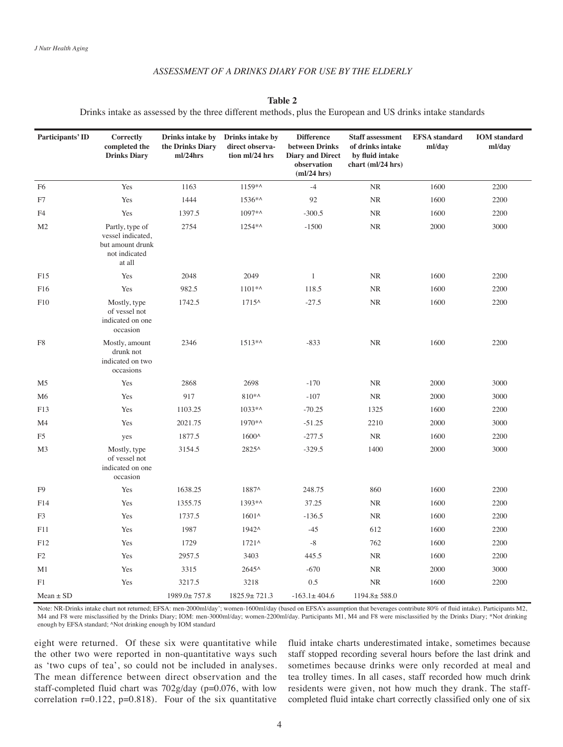**Table 2**

Drinks intake as assessed by the three different methods, plus the European and US drinks intake standards

| Participants' ID | Correctly completed the Drinks Diary | Drinks intake by the Drinks Diary ml/24hrs | Drinks intake by direct observation ml/24 hrs | Difference between Drinks Diary and Direct observation (ml/24 hrs) | Staff assessment of drinks intake by fluid intake chart (ml/24 hrs) | EFSA standard ml/day | IOM standard ml/day |
|---|---|---|---|---|---|---|---|
| F6 | Yes | 1163 | 1159*^ | -4 | NR | 1600 | 2200 |
| F7 | Yes | 1444 | 1536*^ | 92 | NR | 1600 | 2200 |
| F4 | Yes | 1397.5 | 1097*^ | -300.5 | NR | 1600 | 2200 |
| M2 | Partly, type of vessel indicated, but amount drunk not indicated at all | 2754 | 1254*^ | -1500 | NR | 2000 | 3000 |
| F15 | Yes | 2048 | 2049 | 1 | NR | 1600 | 2200 |
| F16 | Yes | 982.5 | 1101*^ | 118.5 | NR | 1600 | 2200 |
| F10 | Mostly, type of vessel not indicated on one occasion | 1742.5 | 1715^ | -27.5 | NR | 1600 | 2200 |
| F8 | Mostly, amount drunk not indicated on two occasions | 2346 | 1513*^ | -833 | NR | 1600 | 2200 |
| M5 | Yes | 2868 | 2698 | -170 | NR | 2000 | 3000 |
| M6 | Yes | 917 | 810*^ | -107 | NR | 2000 | 3000 |
| F13 | Yes | 1103.25 | 1033*^ | -70.25 | 1325 | 1600 | 2200 |
| M4 | Yes | 2021.75 | 1970*^ | -51.25 | 2210 | 2000 | 3000 |
| F5 | yes | 1877.5 | 1600^ | -277.5 | NR | 1600 | 2200 |
| M3 | Mostly, type of vessel not indicated on one occasion | 3154.5 | 2825^ | -329.5 | 1400 | 2000 | 3000 |
| F9 | Yes | 1638.25 | 1887^ | 248.75 | 860 | 1600 | 2200 |
| F14 | Yes | 1355.75 | 1393*^ | 37.25 | NR | 1600 | 2200 |
| F3 | Yes | 1737.5 | 1601^ | -136.5 | NR | 1600 | 2200 |
| F11 | Yes | 1987 | 1942^ | -45 | 612 | 1600 | 2200 |
| F12 | Yes | 1729 | 1721^ | -8 | 762 | 1600 | 2200 |
| F2 | Yes | 2957.5 | 3403 | 445.5 | NR | 1600 | 2200 |
| M1 | Yes | 3315 | 2645^ | -670 | NR | 2000 | 3000 |
| F1 | Yes | 3217.5 | 3218 | 0.5 | NR | 1600 | 2200 |
| Mean ± SD | | 1989.0± 757.8 | 1825.9± 721.3 | -163.1± 404.6 | 1194.8± 588.0 | | |

Note: NR-Drinks intake chart not returned; EFSA: men-2000ml/day'; women-1600ml/day (based on EFSA's assumption that beverages contribute 80% of fluid intake). Participants M2, M4 and F8 were misclassified by the Drinks Diary; IOM: men-3000ml/day; women-2200ml/day. Participants M1, M4 and F8 were misclassified by the Drinks Diary; *Not drinking enough by EFSA standard; ^Not drinking enough by IOM standard

eight were returned. Of these six were quantitative while the other two were reported in non-quantitative ways such as 'two cups of tea', so could not be included in analyses. The mean difference between direct observation and the staff-completed fluid chart was 702g/day ($p=0.076$, with low correlation $r=0.122$, $p=0.818$). Four of the six quantitative fluid intake charts underestimated intake, sometimes because staff stopped recording several hours before the last drink and sometimes because drinks were only recorded at meal and tea trolley times. In all cases, staff recorded how much drink residents were given, not how much they drank. The staff-completed fluid intake chart correctly classified only one of six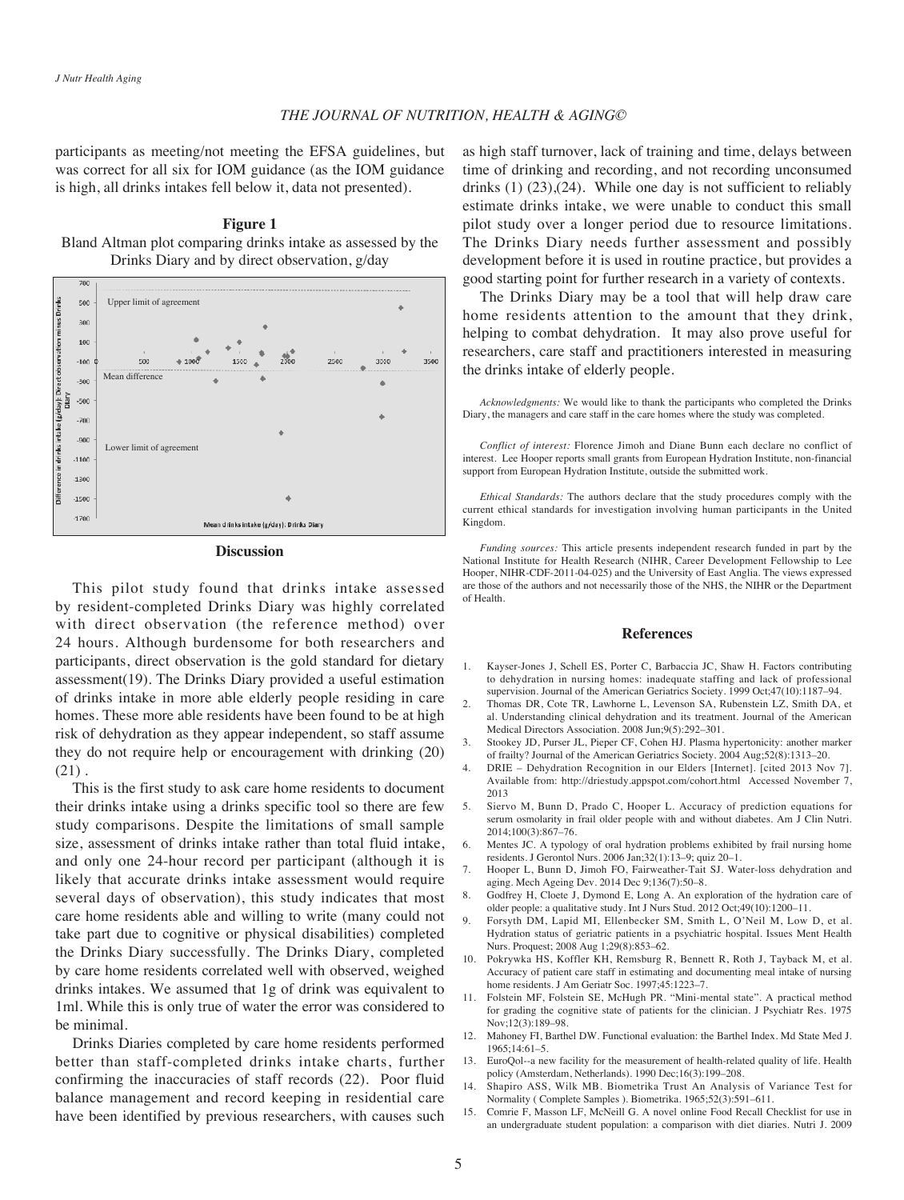participants as meeting/not meeting the EFSA guidelines, but was correct for all six for IOM guidance (as the IOM guidance is high, all drinks intakes fell below it, data not presented).

**Figure 1**

Bland Altman plot comparing drinks intake as assessed by the Drinks Diary and by direct observation, g/day

## Discussion

This pilot study found that drinks intake assessed by resident-completed Drinks Diary was highly correlated with direct observation (the reference method) over 24 hours. Although burdensome for both researchers and participants, direct observation is the gold standard for dietary assessment(19). The Drinks Diary provided a useful estimation of drinks intake in more able elderly people residing in care homes. These more able residents have been found to be at high risk of dehydration as they appear independent, so staff assume they do not require help or encouragement with drinking (20) (21) .

This is the first study to ask care home residents to document their drinks intake using a drinks specific tool so there are few study comparisons. Despite the limitations of small sample size, assessment of drinks intake rather than total fluid intake, and only one 24-hour record per participant (although it is likely that accurate drinks intake assessment would require several days of observation), this study indicates that most care home residents able and willing to write (many could not take part due to cognitive or physical disabilities) completed the Drinks Diary successfully. The Drinks Diary, completed by care home residents correlated well with observed, weighed drinks intakes. We assumed that 1g of drink was equivalent to 1ml. While this is only true of water the error was considered to be minimal.

Drinks Diaries completed by care home residents performed better than staff-completed drinks intake charts, further confirming the inaccuracies of staff records (22). Poor fluid balance management and record keeping in residential care have been identified by previous researchers, with causes such as high staff turnover, lack of training and time, delays between time of drinking and recording, and not recording unconsumed drinks (1) (23),(24). While one day is not sufficient to reliably estimate drinks intake, we were unable to conduct this small pilot study over a longer period due to resource limitations. The Drinks Diary needs further assessment and possibly development before it is used in routine practice, but provides a good starting point for further research in a variety of contexts.

The Drinks Diary may be a tool that will help draw care home residents attention to the amount that they drink, helping to combat dehydration. It may also prove useful for researchers, care staff and practitioners interested in measuring the drinks intake of elderly people.

*Acknowledgments:* We would like to thank the participants who completed the Drinks Diary, the managers and care staff in the care homes where the study was completed.

*Conflict of interest:* Florence Jimoh and Diane Bunn each declare no conflict of interest. Lee Hooper reports small grants from European Hydration Institute, non-financial support from European Hydration Institute, outside the submitted work.

*Ethical Standards:* The authors declare that the study procedures comply with the current ethical standards for investigation involving human participants in the United Kingdom.

*Funding sources:* This article presents independent research funded in part by the National Institute for Health Research (NIHR, Career Development Fellowship to Lee Hooper, NIHR-CDF-2011-04-025) and the University of East Anglia. The views expressed are those of the authors and not necessarily those of the NHS, the NIHR or the Department of Health.

## References

1. Kayser-Jones J, Schell ES, Porter C, Barbaccia JC, Shaw H. Factors contributing to dehydration in nursing homes: inadequate staffing and lack of professional supervision. Journal of the American Geriatrics Society. 1999 Oct;47(10):1187–94.
2. Thomas DR, Cote TR, Lawhorne L, Levenson SA, Rubenstein LZ, Smith DA, et al. Understanding clinical dehydration and its treatment. Journal of the American Medical Directors Association. 2008 Jun;9(5):292–301.
3. Stookey JD, Purser JL, Pieper CF, Cohen HJ. Plasma hypertonicity: another marker of frailty? Journal of the American Geriatrics Society. 2004 Aug;52(8):1313–20.
4. DRIE – Dehydration Recognition in our Elders [Internet]. [cited 2013 Nov 7]. Available from: http://driestudy.appspot.com/cohort.html Accessed November 7, 2013
5. Siervo M, Bunn D, Prado C, Hooper L. Accuracy of prediction equations for serum osmolarity in frail older people with and without diabetes. Am J Clin Nutri. 2014;100(3):867–76.
6. Mentes JC. A typology of oral hydration problems exhibited by frail nursing home residents. J Gerontol Nurs. 2006 Jan;32(1):13–9; quiz 20–1.
7. Hooper L, Bunn D, Jimoh FO, Fairweather-Tait SJ. Water-loss dehydration and aging. Mech Ageing Dev. 2014 Dec 9;136(7):50–8.
8. Godfrey H, Cloete J, Dymond E, Long A. An exploration of the hydration care of older people: a qualitative study. Int J Nurs Stud. 2012 Oct;49(10):1200–11.
9. Forsyth DM, Lapid MI, Ellenbecker SM, Smith L, O'Neil M, Low D, et al. Hydration status of geriatric patients in a psychiatric hospital. Issues Ment Health Nurs. Proquest; 2008 Aug 1;29(8):853–62.
10. Pokrywka HS, Koffler KH, Remsburg R, Bennett R, Roth J, Tayback M, et al. Accuracy of patient care staff in estimating and documenting meal intake of nursing home residents. J Am Geriatr Soc. 1997;45:1223–7.
11. Folstein MF, Folstein SE, McHugh PR. "Mini-mental state". A practical method for grading the cognitive state of patients for the clinician. J Psychiatr Res. 1975 Nov;12(3):189–98.
12. Mahoney FI, Barthel DW. Functional evaluation: the Barthel Index. Md State Med J. 1965;14:61–5.
13. EuroQol--a new facility for the measurement of health-related quality of life. Health policy (Amsterdam, Netherlands). 1990 Dec;16(3):199–208.
14. Shapiro ASS, Wilk MB. Biometrika Trust An Analysis of Variance Test for Normality ( Complete Samples ). Biometrika. 1965;52(3):591–611.
15. Comrie F, Masson LF, McNeill G. A novel online Food Recall Checklist for use in an undergraduate student population: a comparison with diet diaries. Nutri J. 2009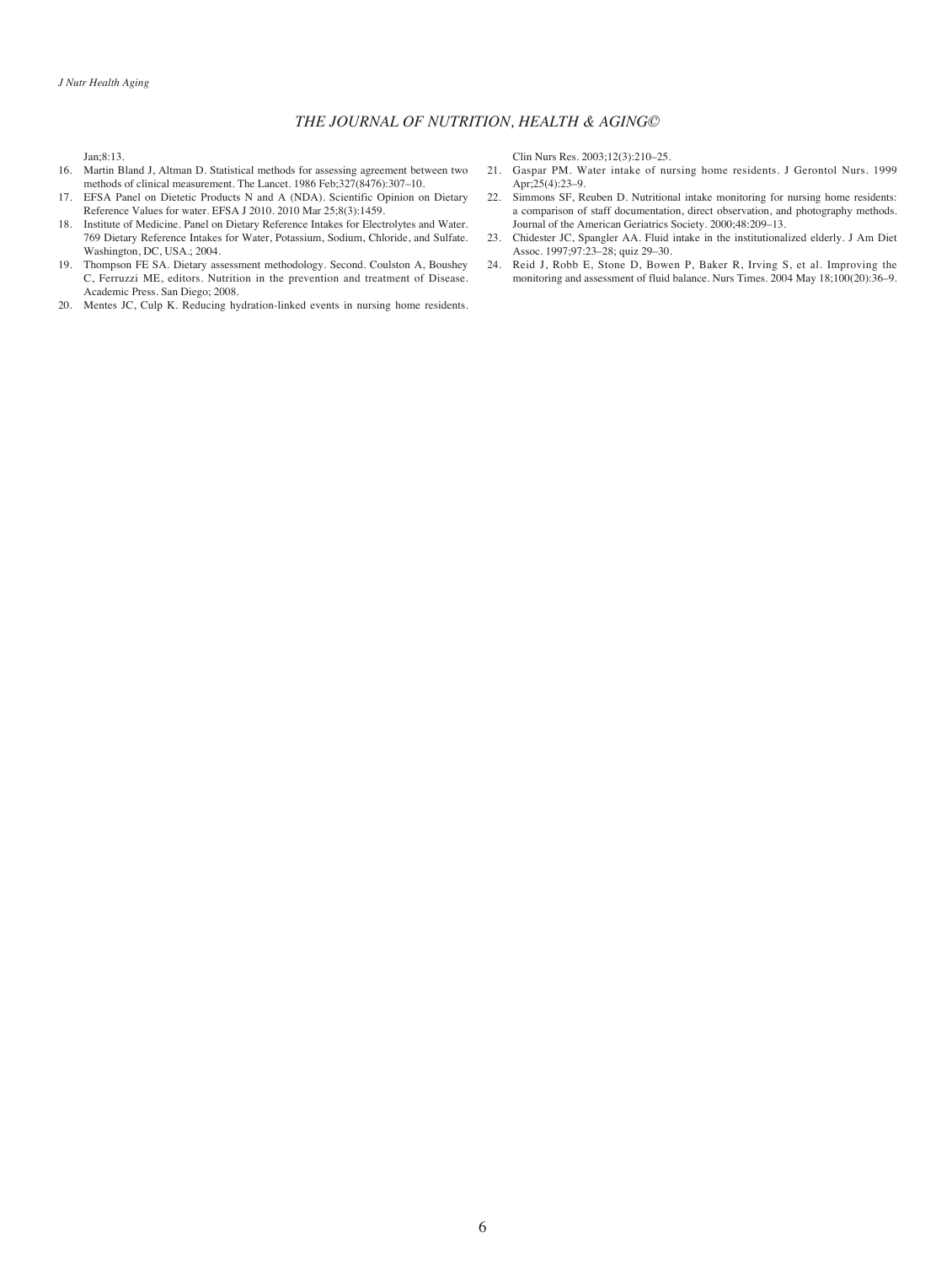Jan;8:13.

16. Martin Bland J, Altman D. Statistical methods for assessing agreement between two methods of clinical measurement. The Lancet. 1986 Feb;327(8476):307–10.
17. EFSA Panel on Dietetic Products N and A (NDA). Scientific Opinion on Dietary Reference Values for water. EFSA J 2010. 2010 Mar 25;8(3):1459.
18. Institute of Medicine. Panel on Dietary Reference Intakes for Electrolytes and Water. 769 Dietary Reference Intakes for Water, Potassium, Sodium, Chloride, and Sulfate. Washington, DC, USA.; 2004.
19. Thompson FE SA. Dietary assessment methodology. Second. Coulston A, Boushey C, Ferruzzi ME, editors. Nutrition in the prevention and treatment of Disease. Academic Press. San Diego; 2008.
20. Mentes JC, Culp K. Reducing hydration-linked events in nursing home residents. Clin Nurs Res. 2003;12(3):210–25.
21. Gaspar PM. Water intake of nursing home residents. J Gerontol Nurs. 1999 Apr;25(4):23–9.
22. Simmons SF, Reuben D. Nutritional intake monitoring for nursing home residents: a comparison of staff documentation, direct observation, and photography methods. Journal of the American Geriatrics Society. 2000;48:209–13.
23. Chidester JC, Spangler AA. Fluid intake in the institutionalized elderly. J Am Diet Assoc. 1997;97:23–28; quiz 29–30.
24. Reid J, Robb E, Stone D, Bowen P, Baker R, Irving S, et al. Improving the monitoring and assessment of fluid balance. Nurs Times. 2004 May 18;100(20):36–9.